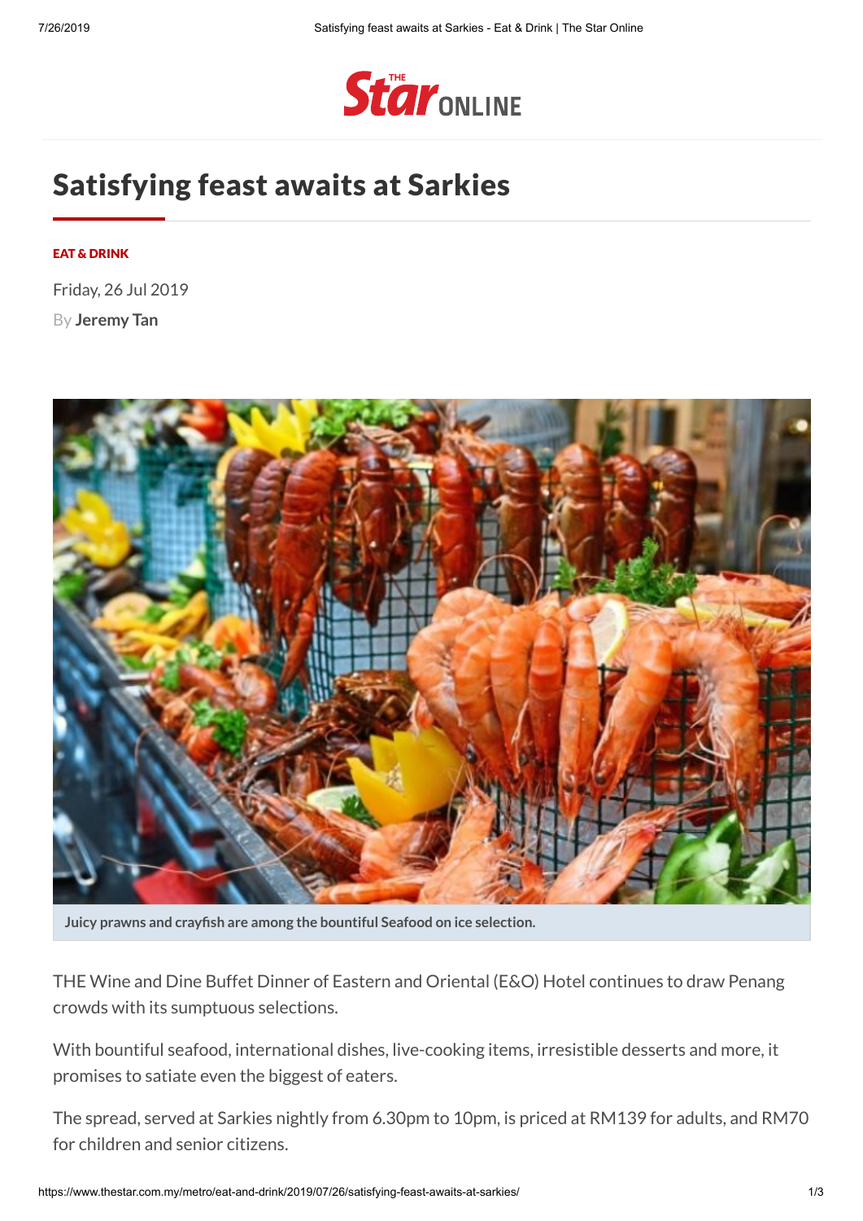# Satisfying feast awaits at Sarkies

**EAT & DRINK**

Friday, 26 Jul 2019

By **Jeremy Tan**

**Juicy prawns and crayfish are among the bountiful Seafood on ice selection.**

THE Wine and Dine Buffet Dinner of Eastern and Oriental (E&O) Hotel continues to draw Penang crowds with its sumptuous selections.

With bountiful seafood, international dishes, live-cooking items, irresistible desserts and more, it promises to satiate even the biggest of eaters.

The spread, served at Sarkies nightly from 6.30pm to 10pm, is priced at RM139 for adults, and RM70 for children and senior citizens.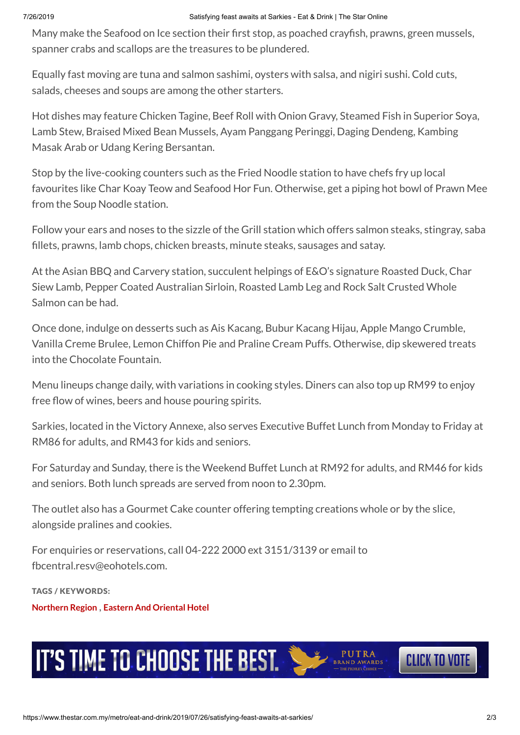Many make the Seafood on Ice section their first stop, as poached crayfish, prawns, green mussels, spanner crabs and scallops are the treasures to be plundered.

Equally fast moving are tuna and salmon sashimi, oysters with salsa, and nigiri sushi. Cold cuts, salads, cheeses and soups are among the other starters.

Hot dishes may feature Chicken Tagine, Beef Roll with Onion Gravy, Steamed Fish in Superior Soya, Lamb Stew, Braised Mixed Bean Mussels, Ayam Panggang Peringgi, Daging Dendeng, Kambing Masak Arab or Udang Kering Bersantan.

Stop by the live-cooking counters such as the Fried Noodle station to have chefs fry up local favourites like Char Koay Teow and Seafood Hor Fun. Otherwise, get a piping hot bowl of Prawn Mee from the Soup Noodle station.

Follow your ears and noses to the sizzle of the Grill station which offers salmon steaks, stingray, saba fillets, prawns, lamb chops, chicken breasts, minute steaks, sausages and satay.

At the Asian BBQ and Carvery station, succulent helpings of E&O's signature Roasted Duck, Char Siew Lamb, Pepper Coated Australian Sirloin, Roasted Lamb Leg and Rock Salt Crusted Whole Salmon can be had.

Once done, indulge on desserts such as Ais Kacang, Bubur Kacang Hijau, Apple Mango Crumble, Vanilla Creme Brulee, Lemon Chiffon Pie and Praline Cream Puffs. Otherwise, dip skewered treats into the Chocolate Fountain.

Menu lineups change daily, with variations in cooking styles. Diners can also top up RM99 to enjoy free flow of wines, beers and house pouring spirits.

Sarkies, located in the Victory Annexe, also serves Executive Buffet Lunch from Monday to Friday at RM86 for adults, and RM43 for kids and seniors.

For Saturday and Sunday, there is the Weekend Buffet Lunch at RM92 for adults, and RM46 for kids and seniors. Both lunch spreads are served from noon to 2.30pm.

The outlet also has a Gourmet Cake counter offering tempting creations whole or by the slice, alongside pralines and cookies.

For enquiries or reservations, call 04-222 2000 ext 3151/3139 or email to fbcentral.resv@eohotels.com.

TAGS / KEYWORDS:

**Northern Region** , **Eastern And Oriental Hotel**

IT'S TIME TO CHOOSE THE BEST. PUTRA BRAND AWARDS — THE PEOPLE'S CHOICE — CLICK TO VOTE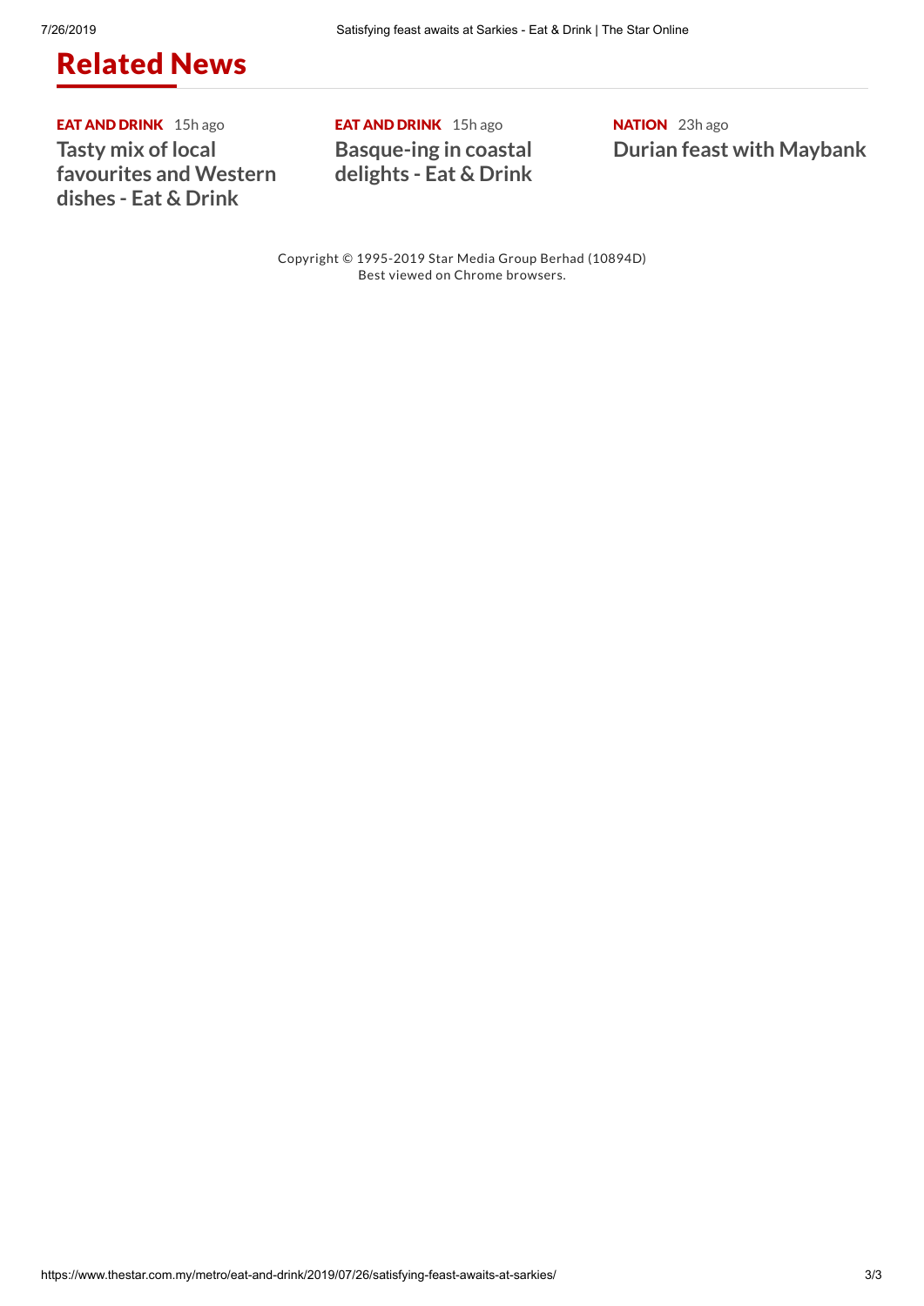## Related News

**EAT AND DRINK** 15h ago

**Tasty mix of local favourites and Western dishes - Eat & Drink**

**EAT AND DRINK** 15h ago

**Basque-ing in coastal delights - Eat & Drink**

**NATION** 23h ago

**Durian feast with Maybank**

Copyright © 1995-2019 Star Media Group Berhad (10894D)
Best viewed on Chrome browsers.